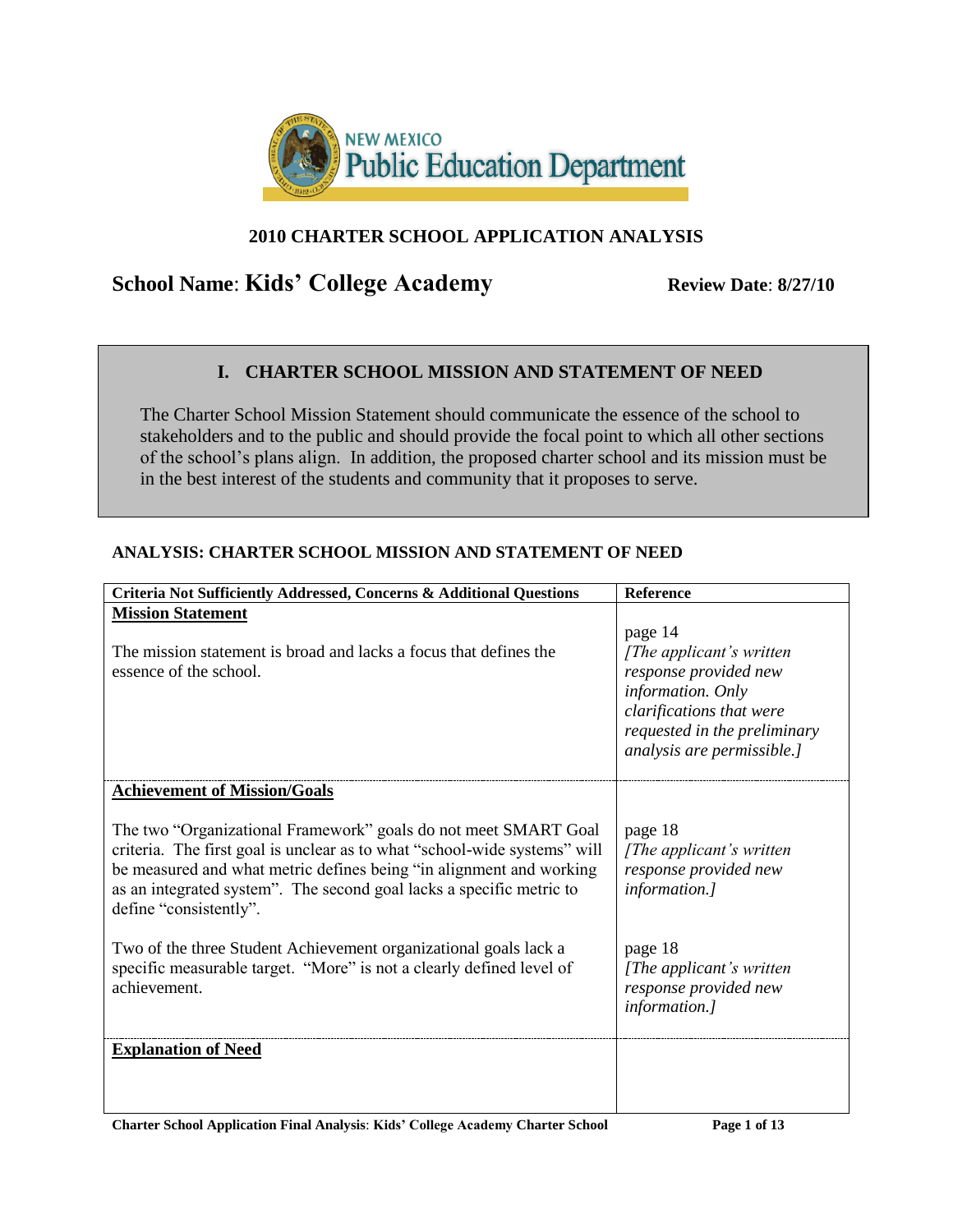NEW MEXICO
Public Education Department

## 2010 CHARTER SCHOOL APPLICATION ANALYSIS

**School Name**: **Kids' College Academy** **Review Date**: **8/27/10**

## I. CHARTER SCHOOL MISSION AND STATEMENT OF NEED

The Charter School Mission Statement should communicate the essence of the school to stakeholders and to the public and should provide the focal point to which all other sections of the school's plans align. In addition, the proposed charter school and its mission must be in the best interest of the students and community that it proposes to serve.

### ANALYSIS: CHARTER SCHOOL MISSION AND STATEMENT OF NEED

| Criteria Not Sufficiently Addressed, Concerns & Additional Questions | Reference |
|---|---|
| **Mission Statement**<br><br>The mission statement is broad and lacks a focus that defines the essence of the school. | page 14<br>*[The applicant's written response provided new information. Only clarifications that were requested in the preliminary analysis are permissible.]* |
| **Achievement of Mission/Goals**<br><br>The two "Organizational Framework" goals do not meet SMART Goal criteria. The first goal is unclear as to what "school-wide systems" will be measured and what metric defines being "in alignment and working as an integrated system". The second goal lacks a specific metric to define "consistently".<br><br>Two of the three Student Achievement organizational goals lack a specific measurable target. "More" is not a clearly defined level of achievement. | page 18<br>*[The applicant's written response provided new information.]*<br><br>page 18<br>*[The applicant's written response provided new information.]* |
| **Explanation of Need** | |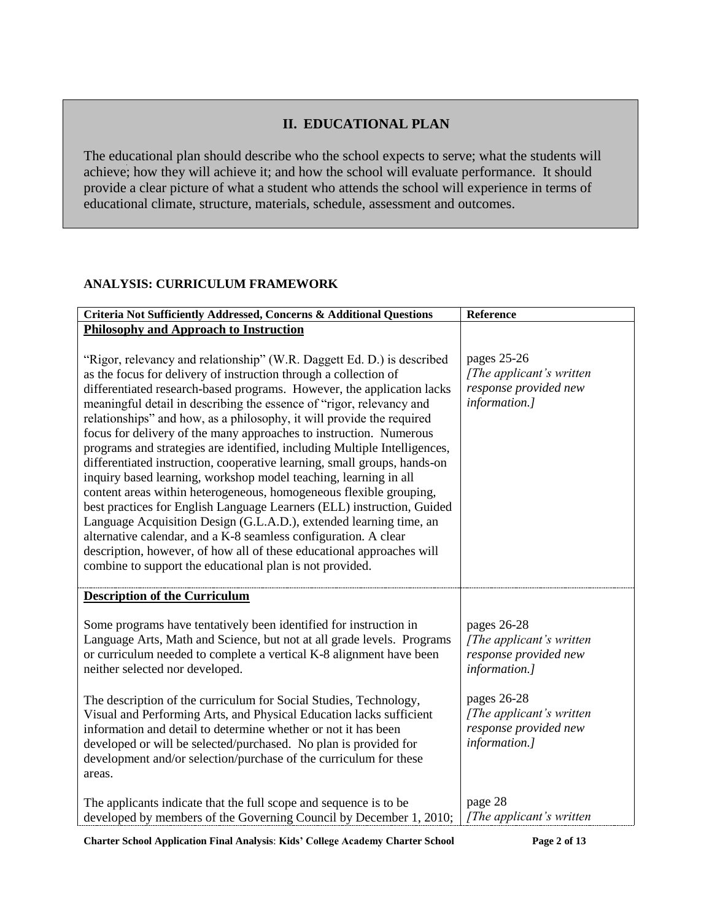## II. EDUCATIONAL PLAN

The educational plan should describe who the school expects to serve; what the students will achieve; how they will achieve it; and how the school will evaluate performance. It should provide a clear picture of what a student who attends the school will experience in terms of educational climate, structure, materials, schedule, assessment and outcomes.

### ANALYSIS: CURRICULUM FRAMEWORK

| Criteria Not Sufficiently Addressed, Concerns & Additional Questions | Reference |
|---|---|
| **Philosophy and Approach to Instruction** | |
| "Rigor, relevancy and relationship" (W.R. Daggett Ed. D.) is described as the focus for delivery of instruction through a collection of differentiated research-based programs. However, the application lacks meaningful detail in describing the essence of "rigor, relevancy and relationships" and how, as a philosophy, it will provide the required focus for delivery of the many approaches to instruction. Numerous programs and strategies are identified, including Multiple Intelligences, differentiated instruction, cooperative learning, small groups, hands-on inquiry based learning, workshop model teaching, learning in all content areas within heterogeneous, homogeneous flexible grouping, best practices for English Language Learners (ELL) instruction, Guided Language Acquisition Design (G.L.A.D.), extended learning time, an alternative calendar, and a K-8 seamless configuration. A clear description, however, of how all of these educational approaches will combine to support the educational plan is not provided. | pages 25-26 *[The applicant's written response provided new information.]* |
| **Description of the Curriculum** | |
| Some programs have tentatively been identified for instruction in Language Arts, Math and Science, but not at all grade levels. Programs or curriculum needed to complete a vertical K-8 alignment have been neither selected nor developed. | pages 26-28 *[The applicant's written response provided new information.]* |
| The description of the curriculum for Social Studies, Technology, Visual and Performing Arts, and Physical Education lacks sufficient information and detail to determine whether or not it has been developed or will be selected/purchased. No plan is provided for development and/or selection/purchase of the curriculum for these areas. | pages 26-28 *[The applicant's written response provided new information.]* |
| The applicants indicate that the full scope and sequence is to be developed by members of the Governing Council by December 1, 2010; | page 28 *[The applicant's written* |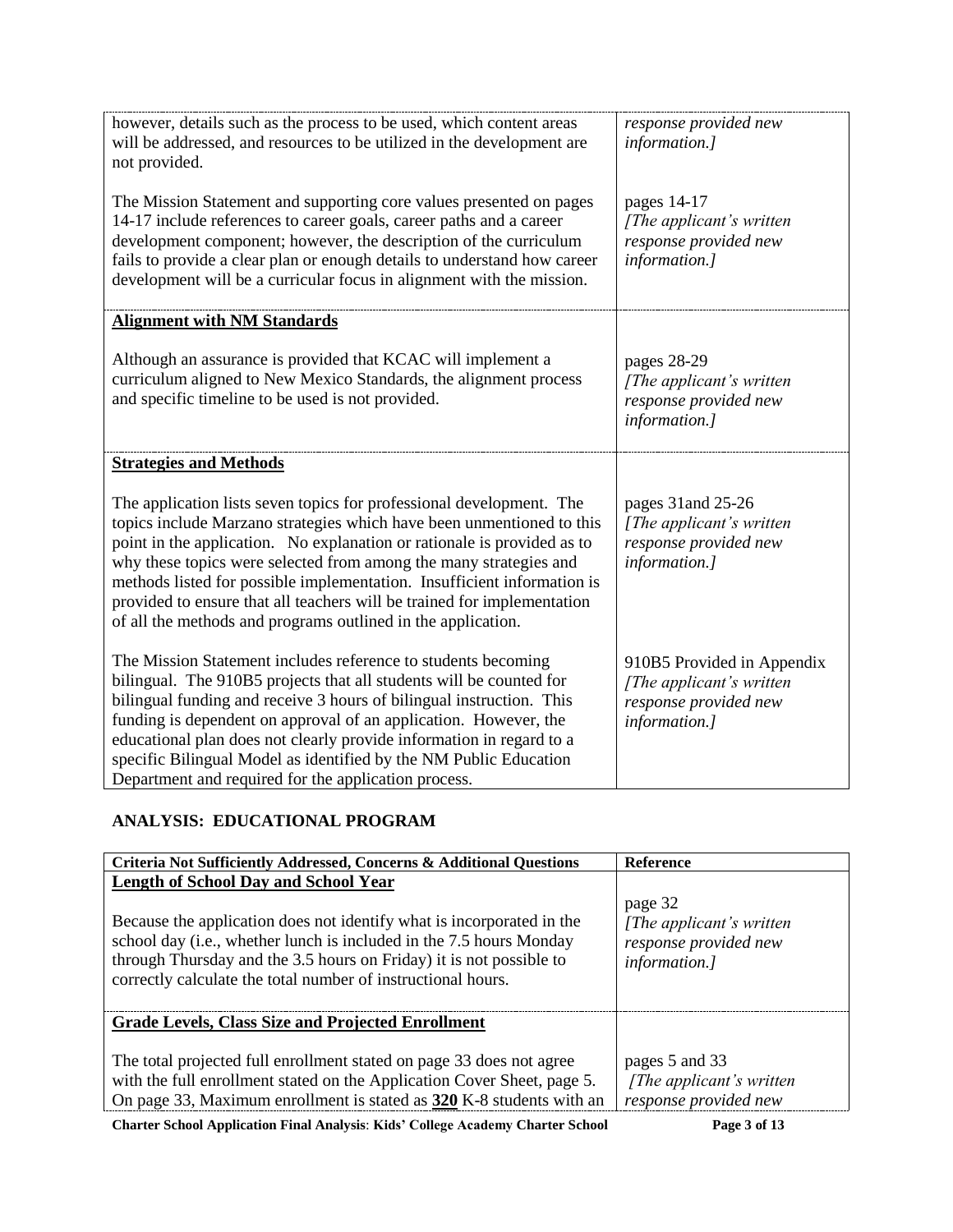| | |
|---|---|
| however, details such as the process to be used, which content areas will be addressed, and resources to be utilized in the development are not provided. | *response provided new information.]* |
| The Mission Statement and supporting core values presented on pages 14-17 include references to career goals, career paths and a career development component; however, the description of the curriculum fails to provide a clear plan or enough details to understand how career development will be a curricular focus in alignment with the mission. | pages 14-17 *[The applicant's written response provided new information.]* |
| **Alignment with NM Standards** | |
| Although an assurance is provided that KCAC will implement a curriculum aligned to New Mexico Standards, the alignment process and specific timeline to be used is not provided. | pages 28-29 *[The applicant's written response provided new information.]* |
| **Strategies and Methods** | |
| The application lists seven topics for professional development. The topics include Marzano strategies which have been unmentioned to this point in the application. No explanation or rationale is provided as to why these topics were selected from among the many strategies and methods listed for possible implementation. Insufficient information is provided to ensure that all teachers will be trained for implementation of all the methods and programs outlined in the application. | pages 31and 25-26 *[The applicant's written response provided new information.]* |
| The Mission Statement includes reference to students becoming bilingual. The 910B5 projects that all students will be counted for bilingual funding and receive 3 hours of bilingual instruction. This funding is dependent on approval of an application. However, the educational plan does not clearly provide information in regard to a specific Bilingual Model as identified by the NM Public Education Department and required for the application process. | 910B5 Provided in Appendix *[The applicant's written response provided new information.]* |

## ANALYSIS: EDUCATIONAL PROGRAM

| Criteria Not Sufficiently Addressed, Concerns & Additional Questions | Reference |
|---|---|
| **Length of School Day and School Year** | |
| Because the application does not identify what is incorporated in the school day (i.e., whether lunch is included in the 7.5 hours Monday through Thursday and the 3.5 hours on Friday) it is not possible to correctly calculate the total number of instructional hours. | page 32 *[The applicant's written response provided new information.]* |
| **Grade Levels, Class Size and Projected Enrollment** | |
| The total projected full enrollment stated on page 33 does not agree with the full enrollment stated on the Application Cover Sheet, page 5. On page 33, Maximum enrollment is stated as **320** K-8 students with an | pages 5 and 33 *[The applicant's written response provided new* |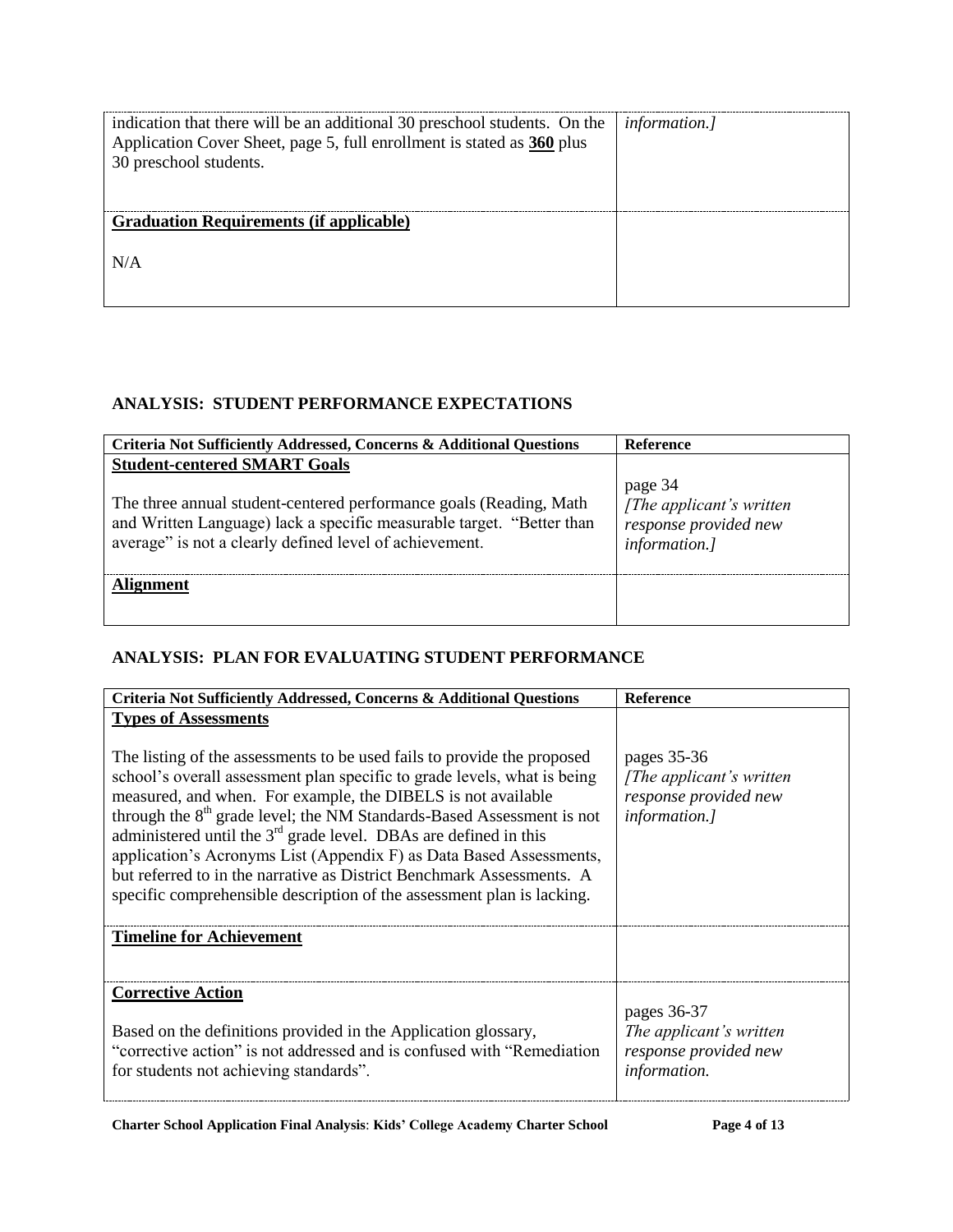| | |
|---|---|
| indication that there will be an additional 30 preschool students. On the Application Cover Sheet, page 5, full enrollment is stated as **360** plus 30 preschool students. | *information.]* |
| **Graduation Requirements (if applicable)**<br><br>N/A | |

## ANALYSIS: STUDENT PERFORMANCE EXPECTATIONS

| Criteria Not Sufficiently Addressed, Concerns & Additional Questions | Reference |
|---|---|
| **Student-centered SMART Goals**<br><br>The three annual student-centered performance goals (Reading, Math and Written Language) lack a specific measurable target. "Better than average" is not a clearly defined level of achievement. | page 34<br>*[The applicant's written response provided new information.]* |
| **Alignment** | |

## ANALYSIS: PLAN FOR EVALUATING STUDENT PERFORMANCE

| Criteria Not Sufficiently Addressed, Concerns & Additional Questions | Reference |
|---|---|
| **Types of Assessments**<br><br>The listing of the assessments to be used fails to provide the proposed school's overall assessment plan specific to grade levels, what is being measured, and when. For example, the DIBELS is not available through the 8th grade level; the NM Standards-Based Assessment is not administered until the 3rd grade level. DBAs are defined in this application's Acronyms List (Appendix F) as Data Based Assessments, but referred to in the narrative as District Benchmark Assessments. A specific comprehensible description of the assessment plan is lacking. | pages 35-36<br>*[The applicant's written response provided new information.]* |
| **Timeline for Achievement** | |
| **Corrective Action**<br><br>Based on the definitions provided in the Application glossary, "corrective action" is not addressed and is confused with "Remediation for students not achieving standards". | pages 36-37<br>*The applicant's written response provided new information.* |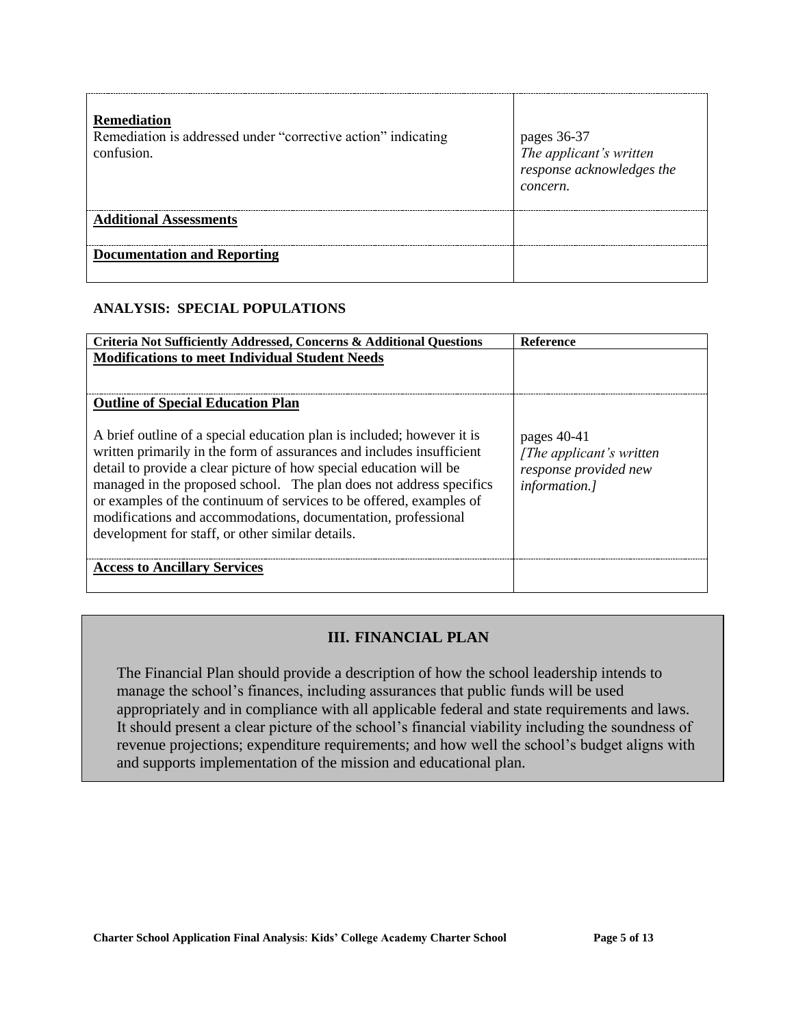| | |
|---|---|
| **Remediation**<br>Remediation is addressed under "corrective action" indicating confusion. | pages 36-37<br>*The applicant's written response acknowledges the concern.* |
| **Additional Assessments** | |
| **Documentation and Reporting** | |

**ANALYSIS: SPECIAL POPULATIONS**

| Criteria Not Sufficiently Addressed, Concerns & Additional Questions | Reference |
|---|---|
| **Modifications to meet Individual Student Needs** | |
| **Outline of Special Education Plan**<br><br>A brief outline of a special education plan is included; however it is written primarily in the form of assurances and includes insufficient detail to provide a clear picture of how special education will be managed in the proposed school. The plan does not address specifics or examples of the continuum of services to be offered, examples of modifications and accommodations, documentation, professional development for staff, or other similar details. | pages 40-41<br>*[The applicant's written response provided new information.]* |
| **Access to Ancillary Services** | |

## III. FINANCIAL PLAN

The Financial Plan should provide a description of how the school leadership intends to manage the school's finances, including assurances that public funds will be used appropriately and in compliance with all applicable federal and state requirements and laws. It should present a clear picture of the school's financial viability including the soundness of revenue projections; expenditure requirements; and how well the school's budget aligns with and supports implementation of the mission and educational plan.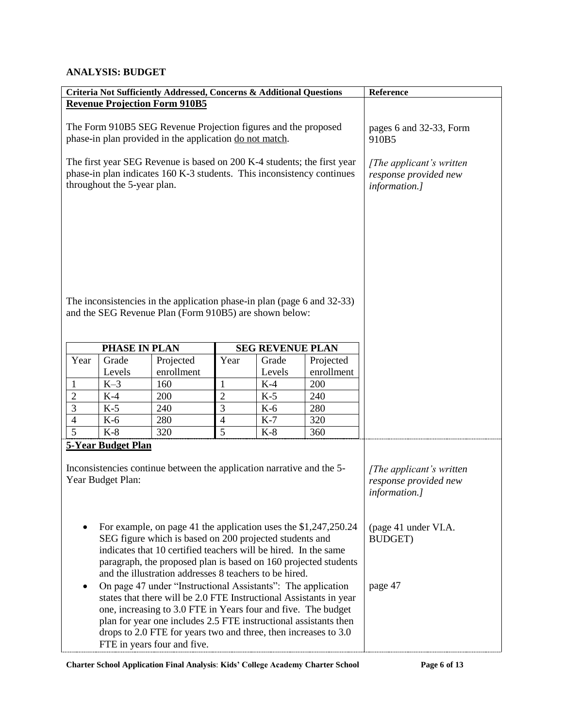## ANALYSIS: BUDGET

| Criteria Not Sufficiently Addressed, Concerns & Additional Questions | Reference |
|---|---|
| **Revenue Projection Form 910B5** | |
| The Form 910B5 SEG Revenue Projection figures and the proposed phase-in plan provided in the application do not match. | pages 6 and 32-33, Form 910B5 |
| The first year SEG Revenue is based on 200 K-4 students; the first year phase-in plan indicates 160 K-3 students. This inconsistency continues throughout the 5-year plan. | *[The applicant's written response provided new information.]* |
| The inconsistencies in the application phase-in plan (page 6 and 32-33) and the SEG Revenue Plan (Form 910B5) are shown below: | |

| PHASE IN PLAN | | | SEG REVENUE PLAN | | |
|---|---|---|---|---|---|
| Year | Grade Levels | Projected enrollment | Year | Grade Levels | Projected enrollment |
| 1 | K–3 | 160 | 1 | K-4 | 200 |
| 2 | K-4 | 200 | 2 | K-5 | 240 |
| 3 | K-5 | 240 | 3 | K-6 | 280 |
| 4 | K-6 | 280 | 4 | K-7 | 320 |
| 5 | K-8 | 320 | 5 | K-8 | 360 |

| Criteria Not Sufficiently Addressed, Concerns & Additional Questions | Reference |
|---|---|
| **5-Year Budget Plan** | |
| Inconsistencies continue between the application narrative and the 5-Year Budget Plan: | *[The applicant's written response provided new information.]* |
| • For example, on page 41 the application uses the $1,247,250.24 SEG figure which is based on 200 projected students and indicates that 10 certified teachers will be hired. In the same paragraph, the proposed plan is based on 160 projected students and the illustration addresses 8 teachers to be hired. | (page 41 under VI.A. BUDGET) |
| • On page 47 under "Instructional Assistants": The application states that there will be 2.0 FTE Instructional Assistants in year one, increasing to 3.0 FTE in Years four and five. The budget plan for year one includes 2.5 FTE instructional assistants then drops to 2.0 FTE for years two and three, then increases to 3.0 FTE in years four and five. | page 47 |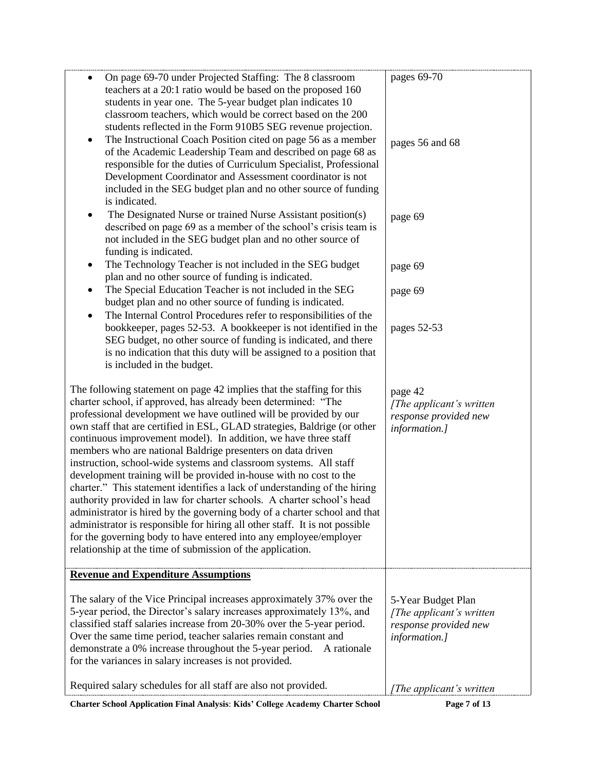| | |
|---|---|
| • On page 69-70 under Projected Staffing: The 8 classroom teachers at a 20:1 ratio would be based on the proposed 160 students in year one. The 5-year budget plan indicates 10 classroom teachers, which would be correct based on the 200 students reflected in the Form 910B5 SEG revenue projection. | pages 69-70 |
| • The Instructional Coach Position cited on page 56 as a member of the Academic Leadership Team and described on page 68 as responsible for the duties of Curriculum Specialist, Professional Development Coordinator and Assessment coordinator is not included in the SEG budget plan and no other source of funding is indicated. | pages 56 and 68 |
| • The Designated Nurse or trained Nurse Assistant position(s) described on page 69 as a member of the school's crisis team is not included in the SEG budget plan and no other source of funding is indicated. | page 69 |
| • The Technology Teacher is not included in the SEG budget plan and no other source of funding is indicated. | page 69 |
| • The Special Education Teacher is not included in the SEG budget plan and no other source of funding is indicated. | page 69 |
| • The Internal Control Procedures refer to responsibilities of the bookkeeper, pages 52-53. A bookkeeper is not identified in the SEG budget, no other source of funding is indicated, and there is no indication that this duty will be assigned to a position that is included in the budget. | pages 52-53 |
| The following statement on page 42 implies that the staffing for this charter school, if approved, has already been determined: "The professional development we have outlined will be provided by our own staff that are certified in ESL, GLAD strategies, Baldrige (or other continuous improvement model). In addition, we have three staff members who are national Baldrige presenters on data driven instruction, school-wide systems and classroom systems. All staff development training will be provided in-house with no cost to the charter." This statement identifies a lack of understanding of the hiring authority provided in law for charter schools. A charter school's head administrator is hired by the governing body of a charter school and that administrator is responsible for hiring all other staff. It is not possible for the governing body to have entered into any employee/employer relationship at the time of submission of the application. | page 42 *[The applicant's written response provided new information.]* |
| **Revenue and Expenditure Assumptions** | |
| The salary of the Vice Principal increases approximately 37% over the 5-year period, the Director's salary increases approximately 13%, and classified staff salaries increase from 20-30% over the 5-year period. Over the same time period, teacher salaries remain constant and demonstrate a 0% increase throughout the 5-year period. A rationale for the variances in salary increases is not provided. | 5-Year Budget Plan *[The applicant's written response provided new information.]* |
| Required salary schedules for all staff are also not provided. | *[The applicant's written* |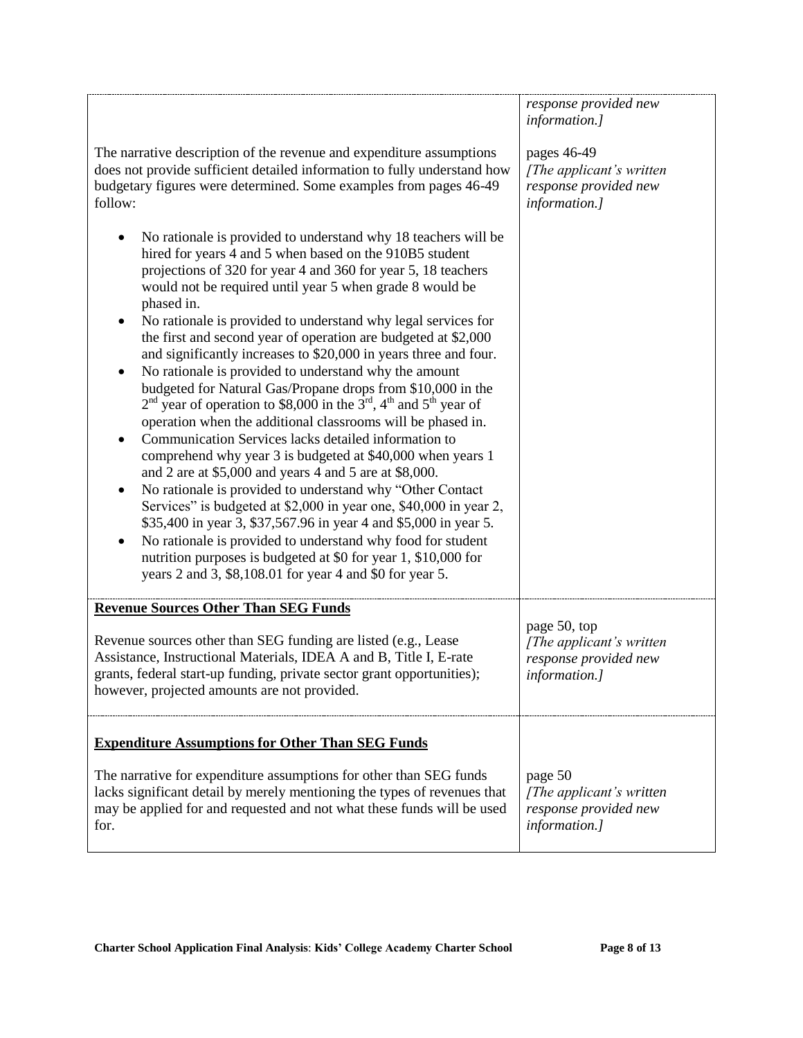| | |
|---|---|
| | *response provided new information.]* |
| The narrative description of the revenue and expenditure assumptions does not provide sufficient detailed information to fully understand how budgetary figures were determined. Some examples from pages 46-49 follow:<br><br>• No rationale is provided to understand why 18 teachers will be hired for years 4 and 5 when based on the 910B5 student projections of 320 for year 4 and 360 for year 5, 18 teachers would not be required until year 5 when grade 8 would be phased in.<br>• No rationale is provided to understand why legal services for the first and second year of operation are budgeted at $2,000 and significantly increases to $20,000 in years three and four.<br>• No rationale is provided to understand why the amount budgeted for Natural Gas/Propane drops from $10,000 in the 2nd year of operation to $8,000 in the 3rd, 4th and 5th year of operation when the additional classrooms will be phased in.<br>• Communication Services lacks detailed information to comprehend why year 3 is budgeted at $40,000 when years 1 and 2 are at $5,000 and years 4 and 5 are at $8,000.<br>• No rationale is provided to understand why "Other Contact Services" is budgeted at $2,000 in year one, $40,000 in year 2, $35,400 in year 3, $37,567.96 in year 4 and $5,000 in year 5.<br>• No rationale is provided to understand why food for student nutrition purposes is budgeted at $0 for year 1, $10,000 for years 2 and 3, $8,108.01 for year 4 and $0 for year 5. | pages 46-49<br>*[The applicant's written response provided new information.]* |
| **<u>Revenue Sources Other Than SEG Funds</u>**<br><br>Revenue sources other than SEG funding are listed (e.g., Lease Assistance, Instructional Materials, IDEA A and B, Title I, E-rate grants, federal start-up funding, private sector grant opportunities); however, projected amounts are not provided. | page 50, top<br>*[The applicant's written response provided new information.]* |
| **<u>Expenditure Assumptions for Other Than SEG Funds</u>**<br><br>The narrative for expenditure assumptions for other than SEG funds lacks significant detail by merely mentioning the types of revenues that may be applied for and requested and not what these funds will be used for. | page 50<br>*[The applicant's written response provided new information.]* |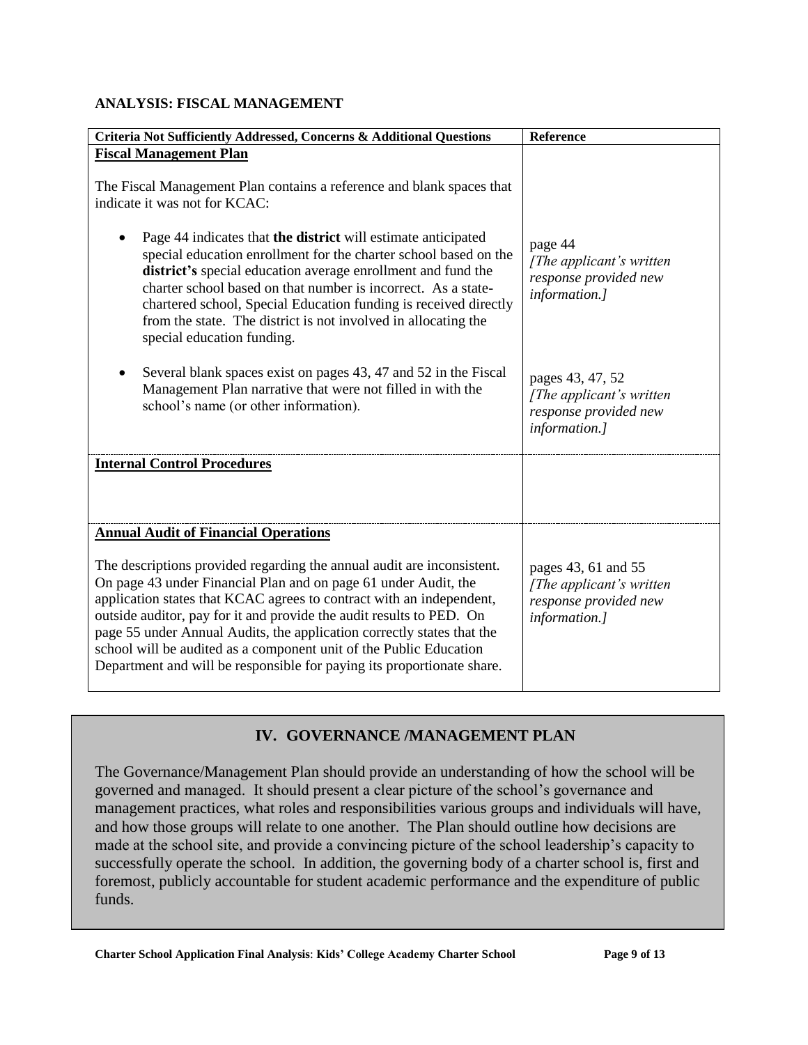**ANALYSIS: FISCAL MANAGEMENT**

| Criteria Not Sufficiently Addressed, Concerns & Additional Questions | Reference |
|---|---|
| **Fiscal Management Plan**<br><br>The Fiscal Management Plan contains a reference and blank spaces that indicate it was not for KCAC:<br><br>• Page 44 indicates that **the district** will estimate anticipated special education enrollment for the charter school based on the **district's** special education average enrollment and fund the charter school based on that number is incorrect. As a state-chartered school, Special Education funding is received directly from the state. The district is not involved in allocating the special education funding.<br><br>• Several blank spaces exist on pages 43, 47 and 52 in the Fiscal Management Plan narrative that were not filled in with the school's name (or other information). | page 44<br>*[The applicant's written response provided new information.]*<br><br>pages 43, 47, 52<br>*[The applicant's written response provided new information.]* |
| **Internal Control Procedures** | |
| **Annual Audit of Financial Operations**<br><br>The descriptions provided regarding the annual audit are inconsistent. On page 43 under Financial Plan and on page 61 under Audit, the application states that KCAC agrees to contract with an independent, outside auditor, pay for it and provide the audit results to PED. On page 55 under Annual Audits, the application correctly states that the school will be audited as a component unit of the Public Education Department and will be responsible for paying its proportionate share. | pages 43, 61 and 55<br>*[The applicant's written response provided new information.]* |

## IV. GOVERNANCE /MANAGEMENT PLAN

The Governance/Management Plan should provide an understanding of how the school will be governed and managed. It should present a clear picture of the school's governance and management practices, what roles and responsibilities various groups and individuals will have, and how those groups will relate to one another. The Plan should outline how decisions are made at the school site, and provide a convincing picture of the school leadership's capacity to successfully operate the school. In addition, the governing body of a charter school is, first and foremost, publicly accountable for student academic performance and the expenditure of public funds.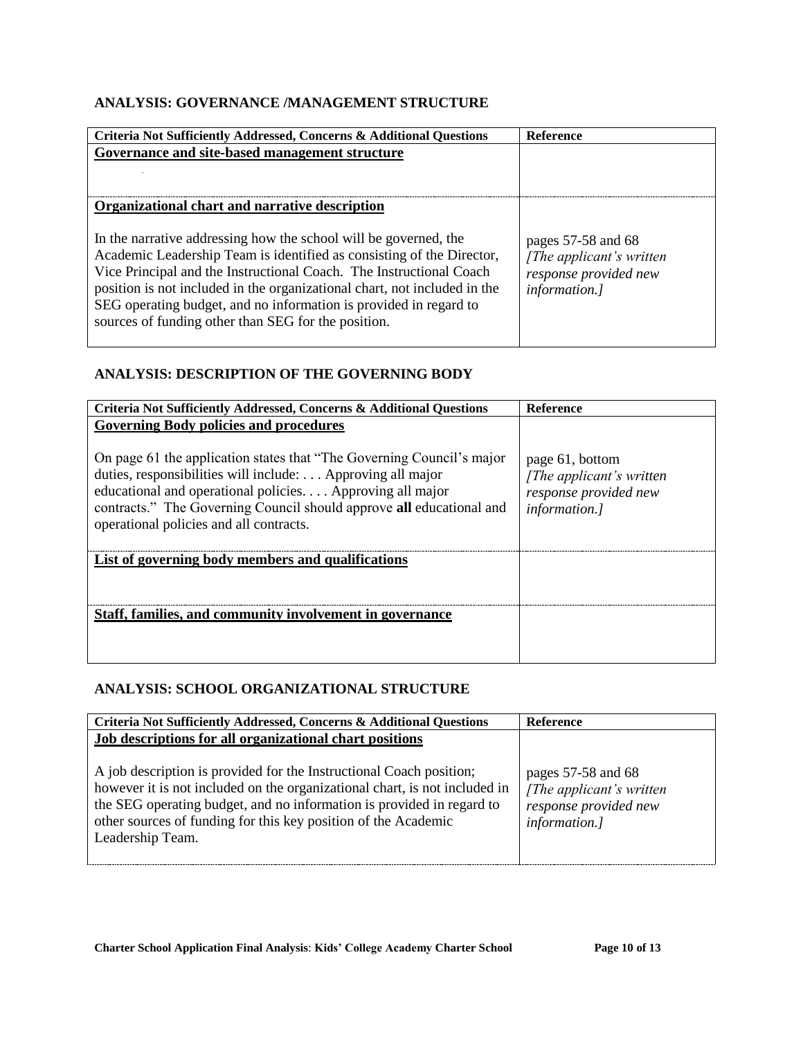## ANALYSIS: GOVERNANCE /MANAGEMENT STRUCTURE

| Criteria Not Sufficiently Addressed, Concerns & Additional Questions | Reference |
| --- | --- |
| **Governance and site-based management structure** | |
| **Organizational chart and narrative description**<br><br>In the narrative addressing how the school will be governed, the Academic Leadership Team is identified as consisting of the Director, Vice Principal and the Instructional Coach. The Instructional Coach position is not included in the organizational chart, not included in the SEG operating budget, and no information is provided in regard to sources of funding other than SEG for the position. | pages 57-58 and 68 *[The applicant's written response provided new information.]* |

## ANALYSIS: DESCRIPTION OF THE GOVERNING BODY

| Criteria Not Sufficiently Addressed, Concerns & Additional Questions | Reference |
| --- | --- |
| **Governing Body policies and procedures**<br><br>On page 61 the application states that "The Governing Council's major duties, responsibilities will include: . . . Approving all major educational and operational policies. . . . Approving all major contracts." The Governing Council should approve **all** educational and operational policies and all contracts. | page 61, bottom *[The applicant's written response provided new information.]* |
| **List of governing body members and qualifications** | |
| **Staff, families, and community involvement in governance** | |

## ANALYSIS: SCHOOL ORGANIZATIONAL STRUCTURE

| Criteria Not Sufficiently Addressed, Concerns & Additional Questions | Reference |
| --- | --- |
| **Job descriptions for all organizational chart positions**<br><br>A job description is provided for the Instructional Coach position; however it is not included on the organizational chart, is not included in the SEG operating budget, and no information is provided in regard to other sources of funding for this key position of the Academic Leadership Team. | pages 57-58 and 68 *[The applicant's written response provided new information.]* |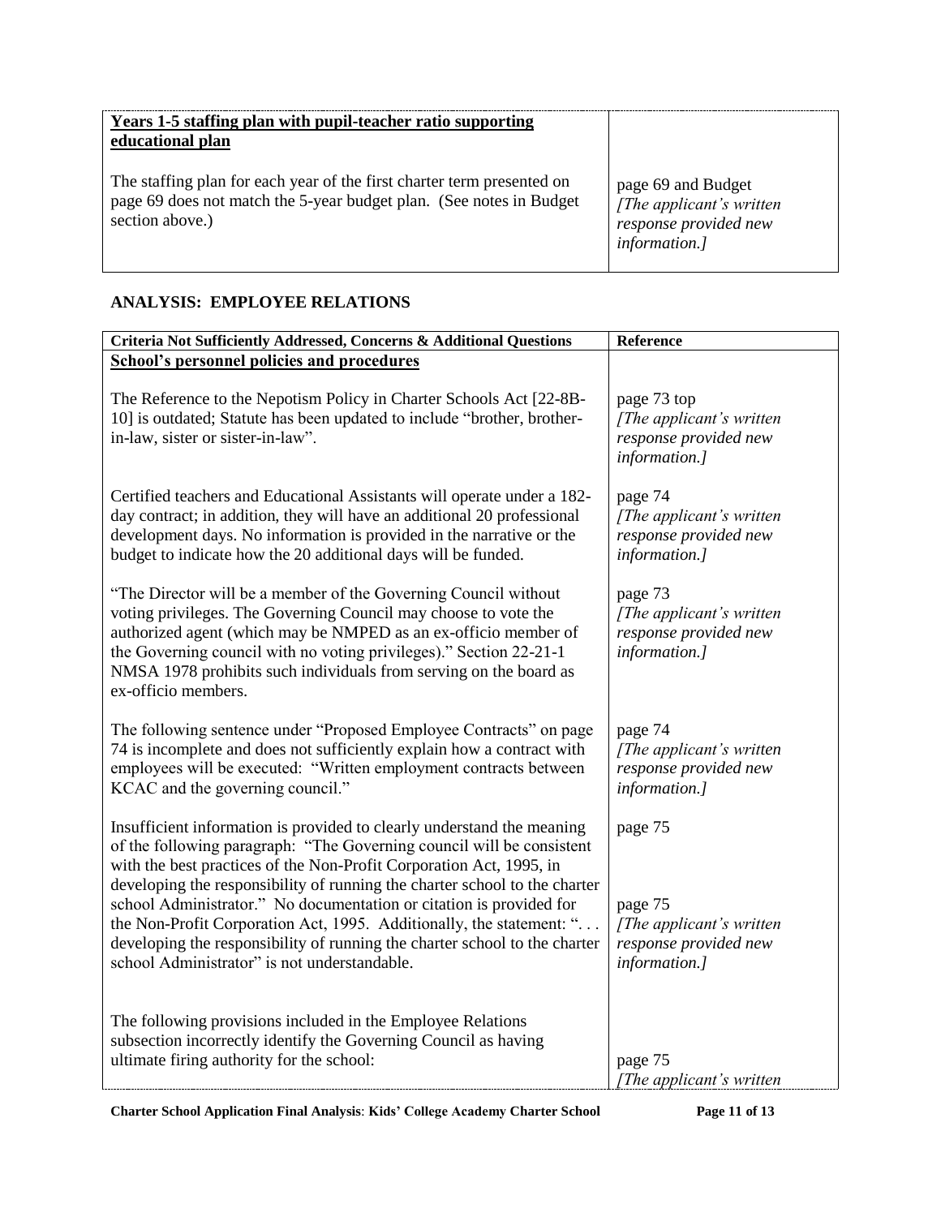| | |
|---|---|
| **Years 1-5 staffing plan with pupil-teacher ratio supporting educational plan**<br><br>The staffing plan for each year of the first charter term presented on page 69 does not match the 5-year budget plan. (See notes in Budget section above.) | page 69 and Budget<br>*[The applicant's written response provided new information.]* |

## ANALYSIS: EMPLOYEE RELATIONS

| Criteria Not Sufficiently Addressed, Concerns & Additional Questions | Reference |
|---|---|
| **School's personnel policies and procedures** | |
| The Reference to the Nepotism Policy in Charter Schools Act [22-8B-10] is outdated; Statute has been updated to include "brother, brother-in-law, sister or sister-in-law". | page 73 top<br>*[The applicant's written response provided new information.]* |
| Certified teachers and Educational Assistants will operate under a 182-day contract; in addition, they will have an additional 20 professional development days. No information is provided in the narrative or the budget to indicate how the 20 additional days will be funded. | page 74<br>*[The applicant's written response provided new information.]* |
| "The Director will be a member of the Governing Council without voting privileges. The Governing Council may choose to vote the authorized agent (which may be NMPED as an ex-officio member of the Governing council with no voting privileges)." Section 22-21-1 NMSA 1978 prohibits such individuals from serving on the board as ex-officio members. | page 73<br>*[The applicant's written response provided new information.]* |
| The following sentence under "Proposed Employee Contracts" on page 74 is incomplete and does not sufficiently explain how a contract with employees will be executed: "Written employment contracts between KCAC and the governing council." | page 74<br>*[The applicant's written response provided new information.]* |
| Insufficient information is provided to clearly understand the meaning of the following paragraph: "The Governing council will be consistent with the best practices of the Non-Profit Corporation Act, 1995, in developing the responsibility of running the charter school to the charter school Administrator." No documentation or citation is provided for the Non-Profit Corporation Act, 1995. Additionally, the statement: ". . . developing the responsibility of running the charter school to the charter school Administrator" is not understandable. | page 75<br><br>page 75<br>*[The applicant's written response provided new information.]* |
| The following provisions included in the Employee Relations subsection incorrectly identify the Governing Council as having ultimate firing authority for the school: | page 75<br>*[The applicant's written* |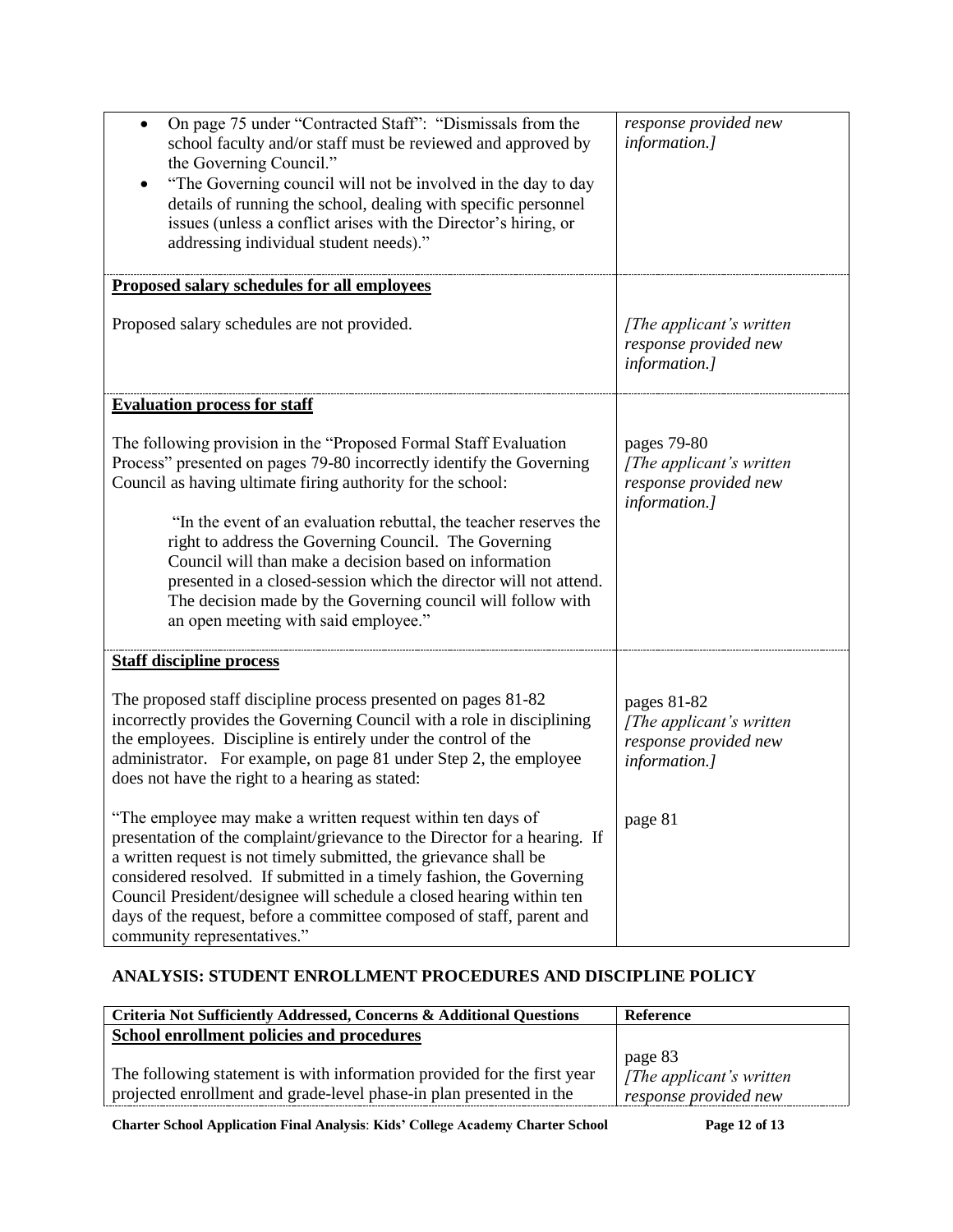| | |
|---|---|
| • On page 75 under "Contracted Staff": "Dismissals from the school faculty and/or staff must be reviewed and approved by the Governing Council."<br>• "The Governing council will not be involved in the day to day details of running the school, dealing with specific personnel issues (unless a conflict arises with the Director's hiring, or addressing individual student needs)." | *response provided new information.]* |
| **Proposed salary schedules for all employees**<br><br>Proposed salary schedules are not provided. | *[The applicant's written response provided new information.]* |
| **Evaluation process for staff**<br><br>The following provision in the "Proposed Formal Staff Evaluation Process" presented on pages 79-80 incorrectly identify the Governing Council as having ultimate firing authority for the school:<br><br>"In the event of an evaluation rebuttal, the teacher reserves the right to address the Governing Council. The Governing Council will than make a decision based on information presented in a closed-session which the director will not attend. The decision made by the Governing council will follow with an open meeting with said employee." | pages 79-80<br>*[The applicant's written response provided new information.]* |
| **Staff discipline process**<br><br>The proposed staff discipline process presented on pages 81-82 incorrectly provides the Governing Council with a role in disciplining the employees. Discipline is entirely under the control of the administrator. For example, on page 81 under Step 2, the employee does not have the right to a hearing as stated:<br><br>"The employee may make a written request within ten days of presentation of the complaint/grievance to the Director for a hearing. If a written request is not timely submitted, the grievance shall be considered resolved. If submitted in a timely fashion, the Governing Council President/designee will schedule a closed hearing within ten days of the request, before a committee composed of staff, parent and community representatives." | pages 81-82<br>*[The applicant's written response provided new information.]*<br><br>page 81 |

## ANALYSIS: STUDENT ENROLLMENT PROCEDURES AND DISCIPLINE POLICY

| Criteria Not Sufficiently Addressed, Concerns & Additional Questions | Reference |
|---|---|
| **School enrollment policies and procedures**<br><br>The following statement is with information provided for the first year projected enrollment and grade-level phase-in plan presented in the | page 83<br>*[The applicant's written response provided new* |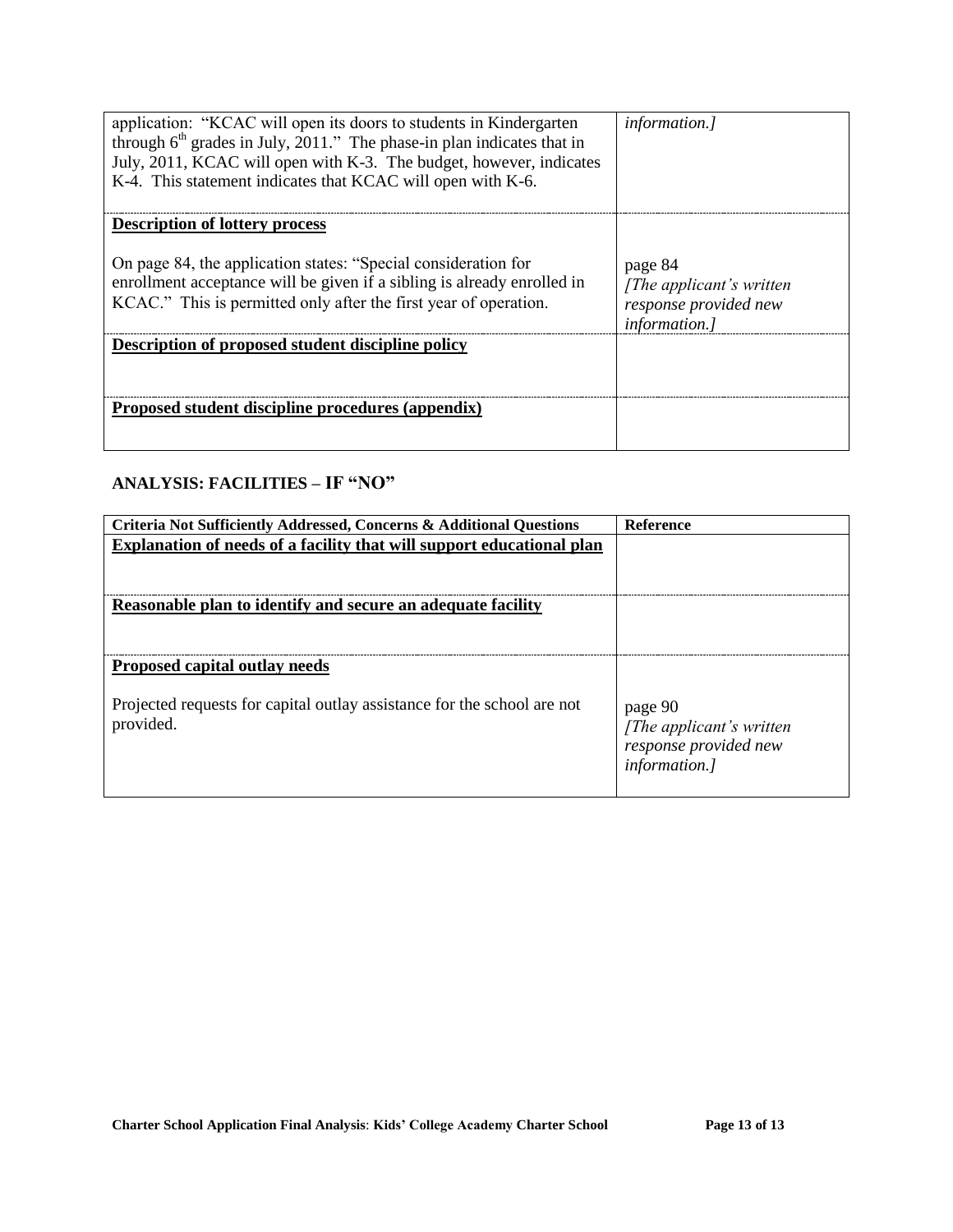| | |
|---|---|
| application: "KCAC will open its doors to students in Kindergarten through 6th grades in July, 2011." The phase-in plan indicates that in July, 2011, KCAC will open with K-3. The budget, however, indicates K-4. This statement indicates that KCAC will open with K-6. | *information.]* |
| **Description of lottery process**<br><br>On page 84, the application states: "Special consideration for enrollment acceptance will be given if a sibling is already enrolled in KCAC." This is permitted only after the first year of operation. | page 84<br>*[The applicant's written response provided new information.]* |
| **Description of proposed student discipline policy** | |
| **Proposed student discipline procedures (appendix)** | |

## ANALYSIS: FACILITIES – IF "NO"

| Criteria Not Sufficiently Addressed, Concerns & Additional Questions | Reference |
|---|---|
| **Explanation of needs of a facility that will support educational plan** | |
| **Reasonable plan to identify and secure an adequate facility** | |
| **Proposed capital outlay needs**<br><br>Projected requests for capital outlay assistance for the school are not provided. | page 90<br>*[The applicant's written response provided new information.]* |